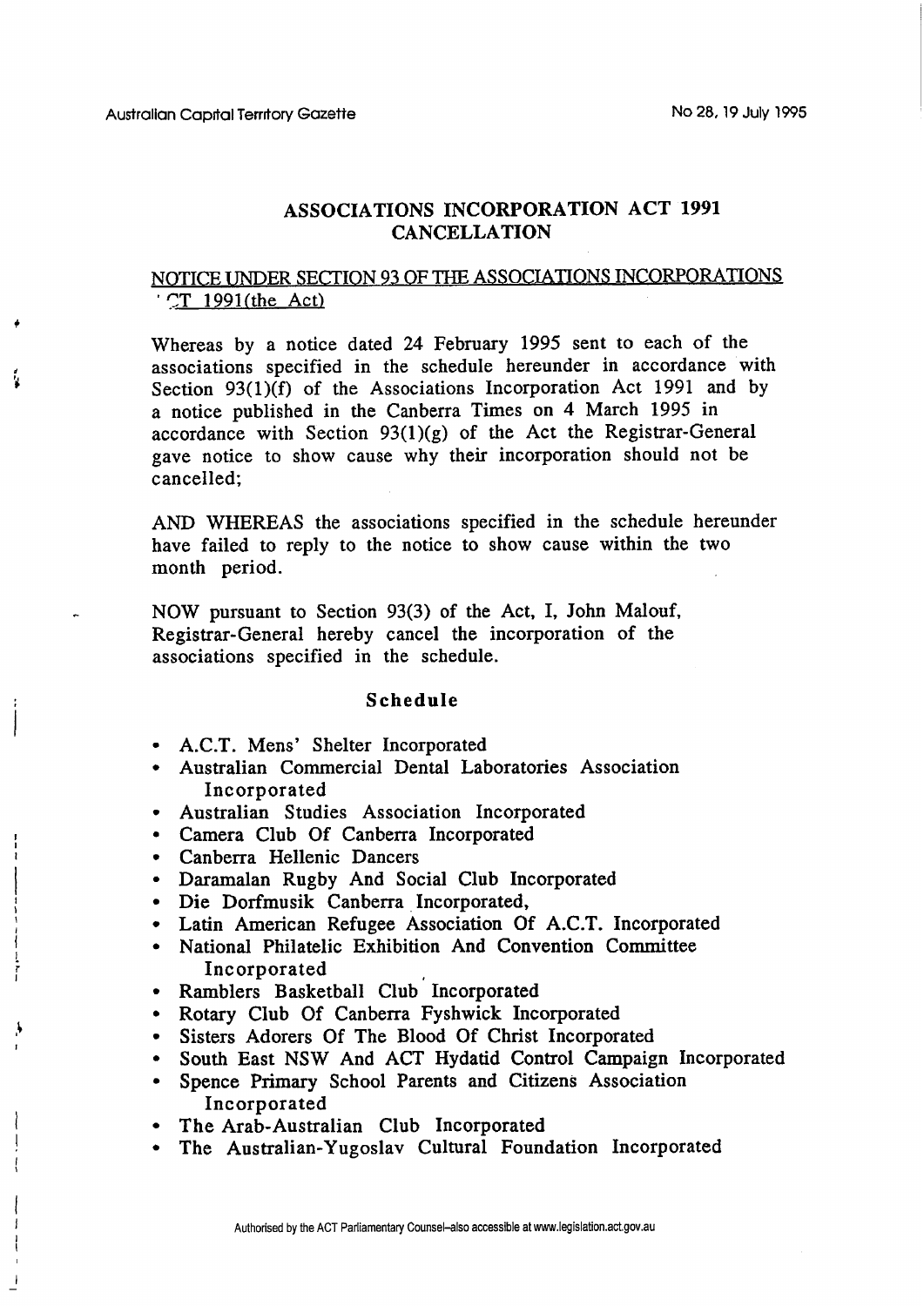## ASSOCIATIONS INCORPORATION ACT 1991
## CANCELLATION

NOTICE UNDER SECTION 93 OF THE ASSOCIATIONS INCORPORATIONS ACT 1991(the Act)

Whereas by a notice dated 24 February 1995 sent to each of the associations specified in the schedule hereunder in accordance with Section 93(1)(f) of the Associations Incorporation Act 1991 and by a notice published in the Canberra Times on 4 March 1995 in accordance with Section 93(1)(g) of the Act the Registrar-General gave notice to show cause why their incorporation should not be cancelled;

AND WHEREAS the associations specified in the schedule hereunder have failed to reply to the notice to show cause within the two month period.

NOW pursuant to Section 93(3) of the Act, I, John Malouf, Registrar-General hereby cancel the incorporation of the associations specified in the schedule.

### Schedule

- A.C.T. Mens' Shelter Incorporated
- Australian Commercial Dental Laboratories Association Incorporated
- Australian Studies Association Incorporated
- Camera Club Of Canberra Incorporated
- Canberra Hellenic Dancers
- Daramalan Rugby And Social Club Incorporated
- Die Dorfmusik Canberra Incorporated,
- Latin American Refugee Association Of A.C.T. Incorporated
- National Philatelic Exhibition And Convention Committee Incorporated
- Ramblers Basketball Club Incorporated
- Rotary Club Of Canberra Fyshwick Incorporated
- Sisters Adorers Of The Blood Of Christ Incorporated
- South East NSW And ACT Hydatid Control Campaign Incorporated
- Spence Primary School Parents and Citizens Association Incorporated
- The Arab-Australian Club Incorporated
- The Australian-Yugoslav Cultural Foundation Incorporated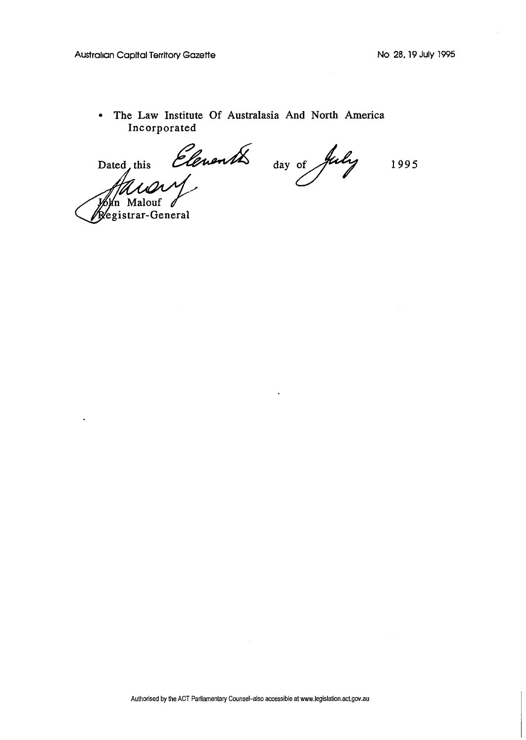- The Law Institute Of Australasia And North America Incorporated

Dated this Eleventh day of July 1995

John Malouf
Registrar-General